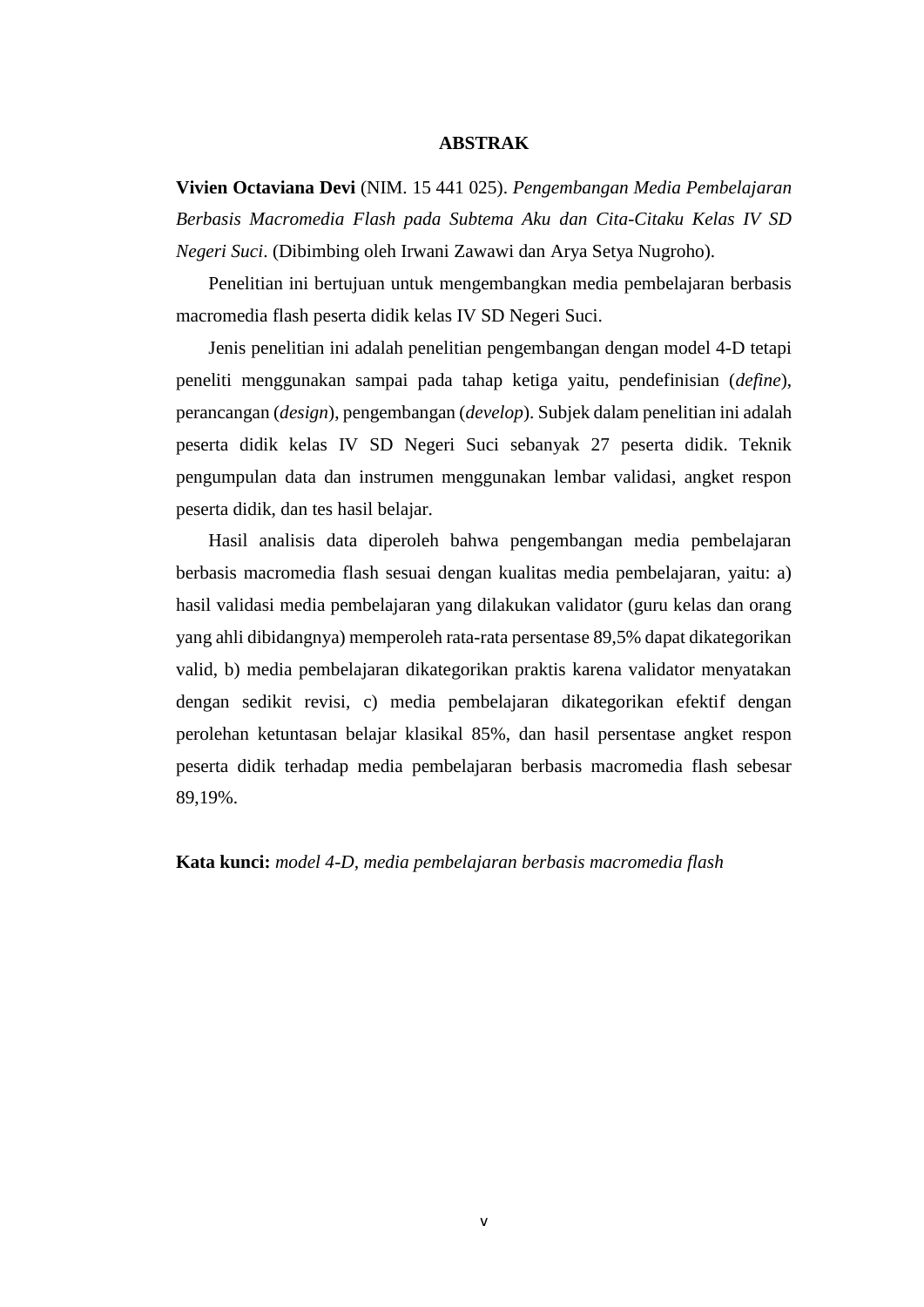# ABSTRAK

**Vivien Octaviana Devi** (NIM. 15 441 025). *Pengembangan Media Pembelajaran Berbasis Macromedia Flash pada Subtema Aku dan Cita-Citaku Kelas IV SD Negeri Suci*. (Dibimbing oleh Irwani Zawawi dan Arya Setya Nugroho).

Penelitian ini bertujuan untuk mengembangkan media pembelajaran berbasis macromedia flash peserta didik kelas IV SD Negeri Suci.

Jenis penelitian ini adalah penelitian pengembangan dengan model 4-D tetapi peneliti menggunakan sampai pada tahap ketiga yaitu, pendefinisian (*define*), perancangan (*design*), pengembangan (*develop*). Subjek dalam penelitian ini adalah peserta didik kelas IV SD Negeri Suci sebanyak 27 peserta didik. Teknik pengumpulan data dan instrumen menggunakan lembar validasi, angket respon peserta didik, dan tes hasil belajar.

Hasil analisis data diperoleh bahwa pengembangan media pembelajaran berbasis macromedia flash sesuai dengan kualitas media pembelajaran, yaitu: a) hasil validasi media pembelajaran yang dilakukan validator (guru kelas dan orang yang ahli dibidangnya) memperoleh rata-rata persentase 89,5% dapat dikategorikan valid, b) media pembelajaran dikategorikan praktis karena validator menyatakan dengan sedikit revisi, c) media pembelajaran dikategorikan efektif dengan perolehan ketuntasan belajar klasikal 85%, dan hasil persentase angket respon peserta didik terhadap media pembelajaran berbasis macromedia flash sebesar 89,19%.

**Kata kunci:** *model 4-D, media pembelajaran berbasis macromedia flash*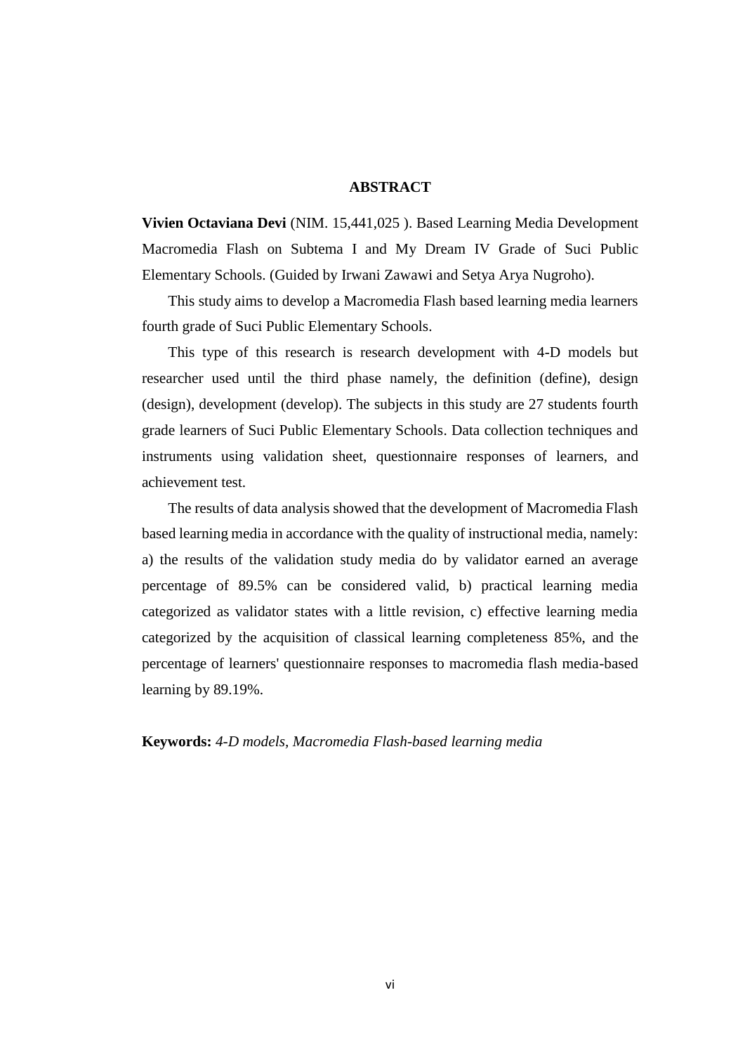# ABSTRACT

**Vivien Octaviana Devi** (NIM. 15,441,025 ). Based Learning Media Development Macromedia Flash on Subtema I and My Dream IV Grade of Suci Public Elementary Schools. (Guided by Irwani Zawawi and Setya Arya Nugroho).

This study aims to develop a Macromedia Flash based learning media learners fourth grade of Suci Public Elementary Schools.

This type of this research is research development with 4-D models but researcher used until the third phase namely, the definition (define), design (design), development (develop). The subjects in this study are 27 students fourth grade learners of Suci Public Elementary Schools. Data collection techniques and instruments using validation sheet, questionnaire responses of learners, and achievement test.

The results of data analysis showed that the development of Macromedia Flash based learning media in accordance with the quality of instructional media, namely: a) the results of the validation study media do by validator earned an average percentage of 89.5% can be considered valid, b) practical learning media categorized as validator states with a little revision, c) effective learning media categorized by the acquisition of classical learning completeness 85%, and the percentage of learners' questionnaire responses to macromedia flash media-based learning by 89.19%.

**Keywords:** *4-D models, Macromedia Flash-based learning media*